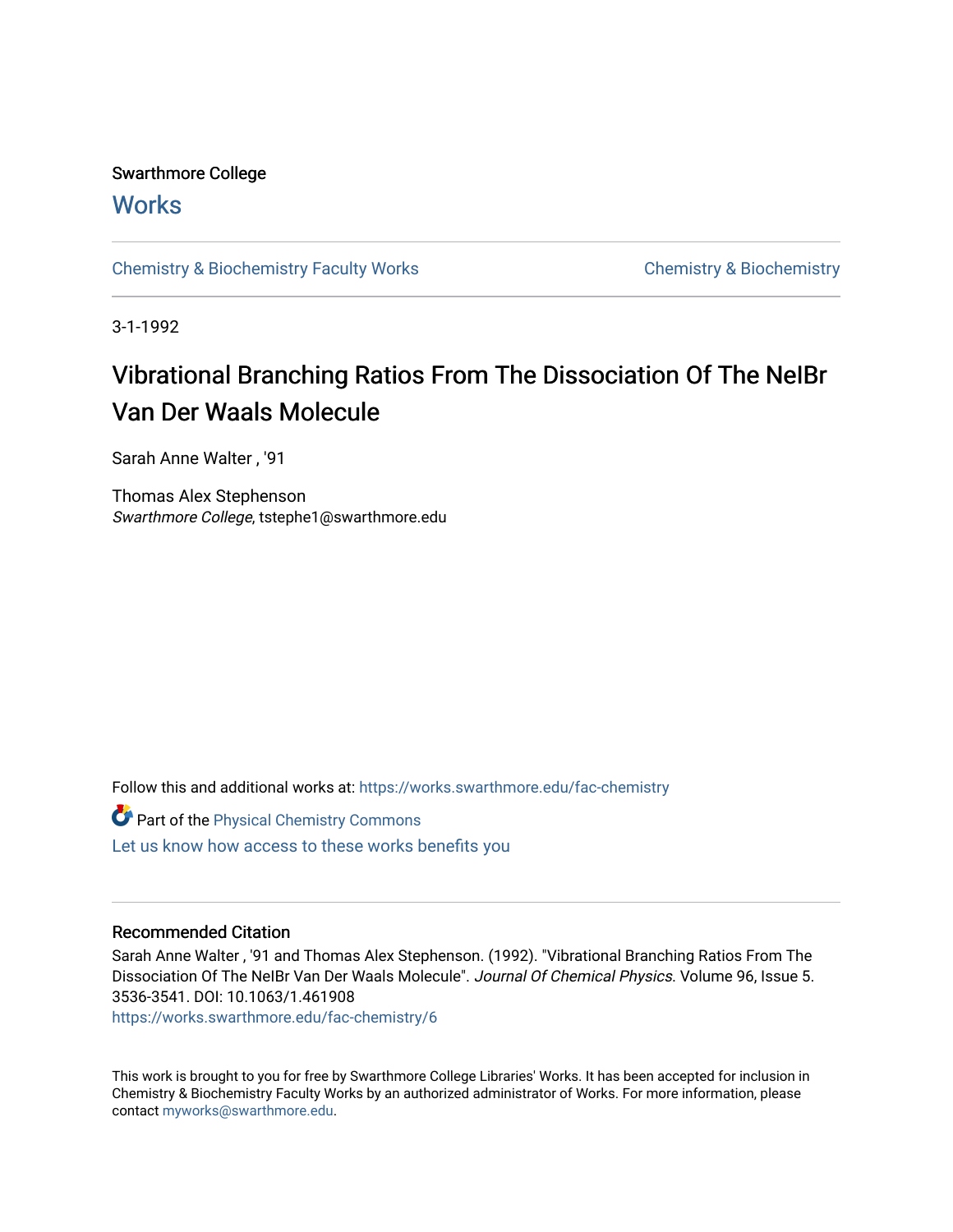Swarthmore College

# Works

Chemistry & Biochemistry Faculty Works

Chemistry & Biochemistry

3-1-1992

# Vibrational Branching Ratios From The Dissociation Of The NeIBr Van Der Waals Molecule

Sarah Anne Walter , '91

Thomas Alex Stephenson
*Swarthmore College*, tstephe1@swarthmore.edu

Follow this and additional works at: https://works.swarthmore.edu/fac-chemistry

Part of the Physical Chemistry Commons

Let us know how access to these works benefits you

## Recommended Citation

Sarah Anne Walter , '91 and Thomas Alex Stephenson. (1992). "Vibrational Branching Ratios From The Dissociation Of The NeIBr Van Der Waals Molecule". *Journal Of Chemical Physics*. Volume 96, Issue 5. 3536-3541. DOI: 10.1063/1.461908
https://works.swarthmore.edu/fac-chemistry/6

This work is brought to you for free by Swarthmore College Libraries' Works. It has been accepted for inclusion in Chemistry & Biochemistry Faculty Works by an authorized administrator of Works. For more information, please contact myworks@swarthmore.edu.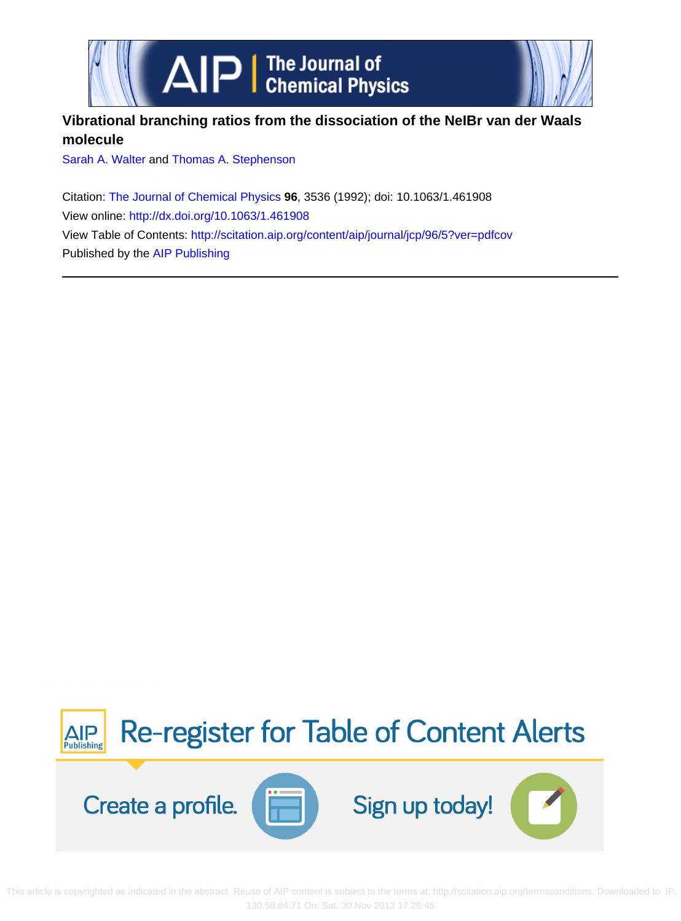# Vibrational branching ratios from the dissociation of the NeIBr van der Waals molecule

Sarah A. Walter and Thomas A. Stephenson

Citation: The Journal of Chemical Physics **96**, 3536 (1992); doi: 10.1063/1.461908

View online: http://dx.doi.org/10.1063/1.461908

View Table of Contents: http://scitation.aip.org/content/aip/journal/jcp/96/5?ver=pdfcov

Published by the AIP Publishing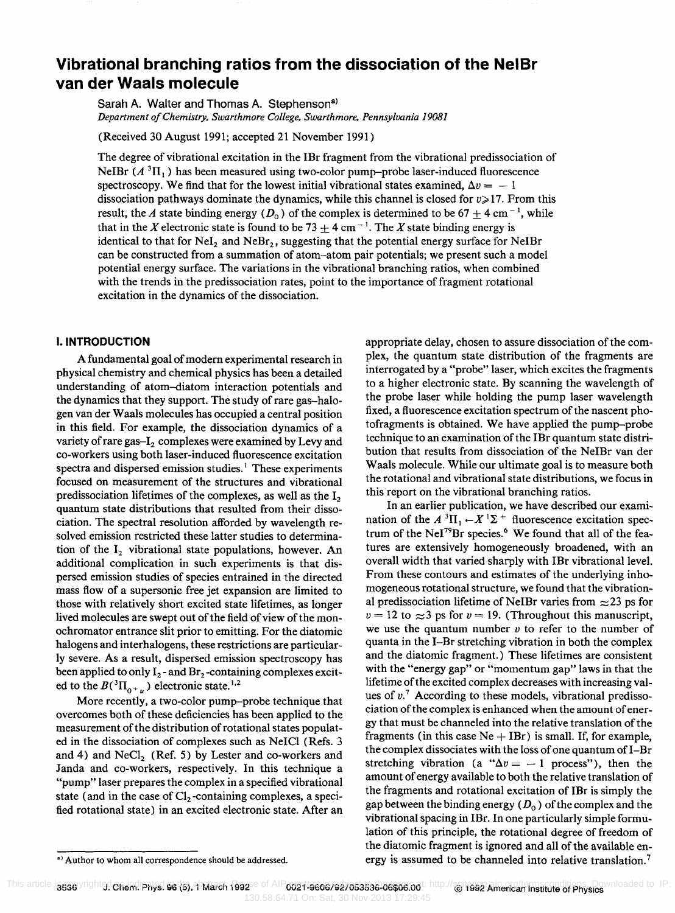# Vibrational branching ratios from the dissociation of the NeIBr van der Waals molecule

Sarah A. Walter and Thomas A. Stephenson[a]

*Department of Chemistry, Swarthmore College, Swarthmore, Pennsylvania 19081*

(Received 30 August 1991; accepted 21 November 1991)

The degree of vibrational excitation in the IBr fragment from the vibrational predissociation of NeIBr ($A\,^3\Pi_1$) has been measured using two-color pump–probe laser-induced fluorescence spectroscopy. We find that for the lowest initial vibrational states examined, $\Delta v = -1$ dissociation pathways dominate the dynamics, while this channel is closed for $v \geqslant 17$. From this result, the $A$ state binding energy ($D_0$) of the complex is determined to be $67 \pm 4$ cm$^{-1}$, while that in the $X$ electronic state is found to be $73 \pm 4$ cm$^{-1}$. The $X$ state binding energy is identical to that for $NeI_2$ and $NeBr_2$, suggesting that the potential energy surface for NeIBr can be constructed from a summation of atom–atom pair potentials; we present such a model potential energy surface. The variations in the vibrational branching ratios, when combined with the trends in the predissociation rates, point to the importance of fragment rotational excitation in the dynamics of the dissociation.

## I. INTRODUCTION

A fundamental goal of modern experimental research in physical chemistry and chemical physics has been a detailed understanding of atom–diatom interaction potentials and the dynamics that they support. The study of rare gas–halogen van der Waals molecules has occupied a central position in this field. For example, the dissociation dynamics of a variety of rare gas–$I_2$ complexes were examined by Levy and co-workers using both laser-induced fluorescence excitation spectra and dispersed emission studies.[1] These experiments focused on measurement of the structures and vibrational predissociation lifetimes of the complexes, as well as the $I_2$ quantum state distributions that resulted from their dissociation. The spectral resolution afforded by wavelength resolved emission restricted these latter studies to determination of the $I_2$ vibrational state populations, however. An additional complication in such experiments is that dispersed emission studies of species entrained in the directed mass flow of a supersonic free jet expansion are limited to those with relatively short excited state lifetimes, as longer lived molecules are swept out of the field of view of the monochromator entrance slit prior to emitting. For the diatomic halogens and interhalogens, these restrictions are particularly severe. As a result, dispersed emission spectroscopy has been applied to only $I_2$- and $Br_2$-containing complexes excited to the $B(^3\Pi_{0^+u})$ electronic state.[1,2]

More recently, a two-color pump–probe technique that overcomes both of these deficiencies has been applied to the measurement of the distribution of rotational states populated in the dissociation of complexes such as NeICl (Refs. 3 and 4) and $NeCl_2$ (Ref. 5) by Lester and co-workers and Janda and co-workers, respectively. In this technique a "pump" laser prepares the complex in a specified vibrational state (and in the case of $Cl_2$-containing complexes, a specified rotational state) in an excited electronic state. After an appropriate delay, chosen to assure dissociation of the complex, the quantum state distribution of the fragments are interrogated by a "probe" laser, which excites the fragments to a higher electronic state. By scanning the wavelength of the probe laser while holding the pump laser wavelength fixed, a fluorescence excitation spectrum of the nascent photofragments is obtained. We have applied the pump–probe technique to an examination of the IBr quantum state distribution that results from dissociation of the NeIBr van der Waals molecule. While our ultimate goal is to measure both the rotational and vibrational state distributions, we focus in this report on the vibrational branching ratios.

In an earlier publication, we have described our examination of the $A\,^3\Pi_1 \leftarrow X\,^1\Sigma^+$ fluorescence excitation spectrum of the $NeI^{79}Br$ species.[6] We found that all of the features are extensively homogeneously broadened, with an overall width that varied sharply with IBr vibrational level. From these contours and estimates of the underlying inhomogeneous rotational structure, we found that the vibrational predissociation lifetime of NeIBr varies from $\approx 23$ ps for $v = 12$ to $\approx 3$ ps for $v = 19$. (Throughout this manuscript, we use the quantum number $v$ to refer to the number of quanta in the I–Br stretching vibration in both the complex and the diatomic fragment.) These lifetimes are consistent with the "energy gap" or "momentum gap" laws in that the lifetime of the excited complex decreases with increasing values of $v$.[7] According to these models, vibrational predissociation of the complex is enhanced when the amount of energy that must be channeled into the relative translation of the fragments (in this case Ne + IBr) is small. If, for example, the complex dissociates with the loss of one quantum of I–Br stretching vibration (a "$\Delta v = -1$ process"), then the amount of energy available to both the relative translation of the fragments and rotational excitation of IBr is simply the gap between the binding energy ($D_0$) of the complex and the vibrational spacing in IBr. In one particularly simple formulation of this principle, the rotational degree of freedom of the diatomic fragment is ignored and all of the available energy is assumed to be channeled into relative translation.[7]

[a] Author to whom all correspondence should be addressed.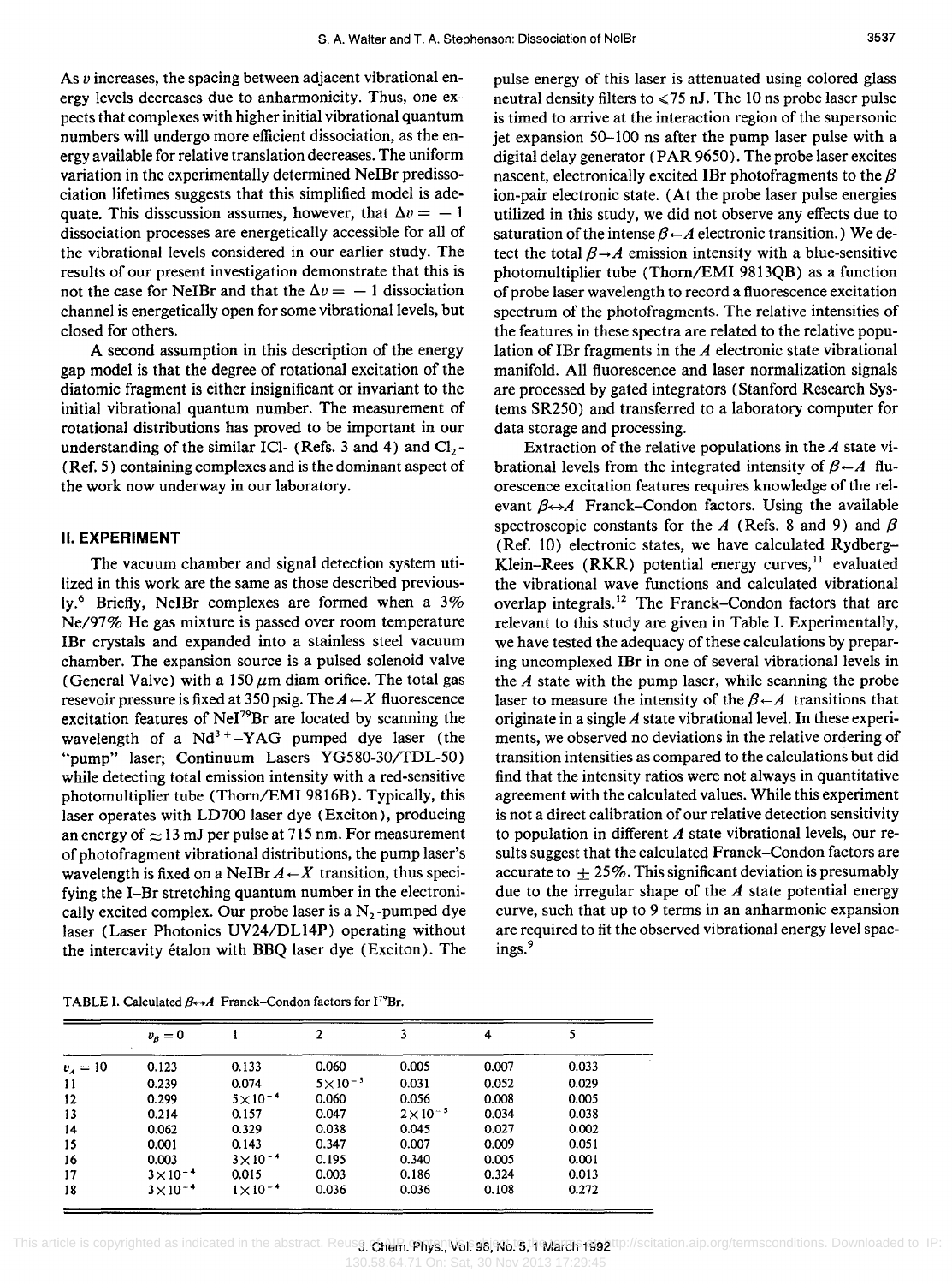As $v$ increases, the spacing between adjacent vibrational energy levels decreases due to anharmonicity. Thus, one expects that complexes with higher initial vibrational quantum numbers will undergo more efficient dissociation, as the energy available for relative translation decreases. The uniform variation in the experimentally determined NeIBr predissociation lifetimes suggests that this simplified model is adequate. This disscussion assumes, however, that $\Delta v = -1$ dissociation processes are energetically accessible for all of the vibrational levels considered in our earlier study. The results of our present investigation demonstrate that this is not the case for NeIBr and that the $\Delta v = -1$ dissociation channel is energetically open for some vibrational levels, but closed for others.

A second assumption in this description of the energy gap model is that the degree of rotational excitation of the diatomic fragment is either insignificant or invariant to the initial vibrational quantum number. The measurement of rotational distributions has proved to be important in our understanding of the similar ICl- (Refs. 3 and 4) and $Cl_2$- (Ref. 5) containing complexes and is the dominant aspect of the work now underway in our laboratory.

## II. EXPERIMENT

The vacuum chamber and signal detection system utilized in this work are the same as those described previously.[6] Briefly, NeIBr complexes are formed when a 3% Ne/97% He gas mixture is passed over room temperature IBr crystals and expanded into a stainless steel vacuum chamber. The expansion source is a pulsed solenoid valve (General Valve) with a 150 $\mu$m diam orifice. The total gas resevoir pressure is fixed at 350 psig. The $A \leftarrow X$ fluorescence excitation features of NeI$^{79}$Br are located by scanning the wavelength of a $Nd^{3+}$-YAG pumped dye laser (the "pump" laser; Continuum Lasers YG580-30/TDL-50) while detecting total emission intensity with a red-sensitive photomultiplier tube (Thorn/EMI 9816B). Typically, this laser operates with LD700 laser dye (Exciton), producing an energy of $\approx 13$ mJ per pulse at 715 nm. For measurement of photofragment vibrational distributions, the pump laser's wavelength is fixed on a NeIBr $A \leftarrow X$ transition, thus specifying the I–Br stretching quantum number in the electronically excited complex. Our probe laser is a $N_2$-pumped dye laser (Laser Photonics UV24/DL14P) operating without the intercavity étalon with BBQ laser dye (Exciton). The pulse energy of this laser is attenuated using colored glass neutral density filters to $\leqslant 75$ nJ. The 10 ns probe laser pulse is timed to arrive at the interaction region of the supersonic jet expansion 50–100 ns after the pump laser pulse with a digital delay generator (PAR 9650). The probe laser excites nascent, electronically excited IBr photofragments to the $\beta$ ion-pair electronic state. (At the probe laser pulse energies utilized in this study, we did not observe any effects due to saturation of the intense $\beta \leftarrow A$ electronic transition.) We detect the total $\beta \rightarrow A$ emission intensity with a blue-sensitive photomultiplier tube (Thorn/EMI 9813QB) as a function of probe laser wavelength to record a fluorescence excitation spectrum of the photofragments. The relative intensities of the features in these spectra are related to the relative population of IBr fragments in the $A$ electronic state vibrational manifold. All fluorescence and laser normalization signals are processed by gated integrators (Stanford Research Systems SR250) and transferred to a laboratory computer for data storage and processing.

Extraction of the relative populations in the $A$ state vibrational levels from the integrated intensity of $\beta \leftarrow A$ fluorescence excitation features requires knowledge of the relevant $\beta \leftrightarrow A$ Franck–Condon factors. Using the available spectroscopic constants for the $A$ (Refs. 8 and 9) and $\beta$ (Ref. 10) electronic states, we have calculated Rydberg–Klein–Rees (RKR) potential energy curves,[11] evaluated the vibrational wave functions and calculated vibrational overlap integrals.[12] The Franck–Condon factors that are relevant to this study are given in Table I. Experimentally, we have tested the adequacy of these calculations by preparing uncomplexed IBr in one of several vibrational levels in the $A$ state with the pump laser, while scanning the probe laser to measure the intensity of the $\beta \leftarrow A$ transitions that originate in a single $A$ state vibrational level. In these experiments, we observed no deviations in the relative ordering of transition intensities as compared to the calculations but did find that the intensity ratios were not always in quantitative agreement with the calculated values. While this experiment is not a direct calibration of our relative detection sensitivity to population in different $A$ state vibrational levels, our results suggest that the calculated Franck–Condon factors are accurate to $\pm 25\%$. This significant deviation is presumably due to the irregular shape of the $A$ state potential energy curve, such that up to 9 terms in an anharmonic expansion are required to fit the observed vibrational energy level spacings.[9]

TABLE I. Calculated $\beta \leftrightarrow A$ Franck–Condon factors for I$^{79}$Br.

| | $v_\beta = 0$ | 1 | 2 | 3 | 4 | 5 |
|---|---|---|---|---|---|---|
| $v_A = 10$ | 0.123 | 0.133 | 0.060 | 0.005 | 0.007 | 0.033 |
| 11 | 0.239 | 0.074 | $5\times10^{-5}$ | 0.031 | 0.052 | 0.029 |
| 12 | 0.299 | $5\times10^{-4}$ | 0.060 | 0.056 | 0.008 | 0.005 |
| 13 | 0.214 | 0.157 | 0.047 | $2\times10^{-5}$ | 0.034 | 0.038 |
| 14 | 0.062 | 0.329 | 0.038 | 0.045 | 0.027 | 0.002 |
| 15 | 0.001 | 0.143 | 0.347 | 0.007 | 0.009 | 0.051 |
| 16 | 0.003 | $3\times10^{-4}$ | 0.195 | 0.340 | 0.005 | 0.001 |
| 17 | $3\times10^{-4}$ | 0.015 | 0.003 | 0.186 | 0.324 | 0.013 |
| 18 | $3\times10^{-4}$ | $1\times10^{-4}$ | 0.036 | 0.036 | 0.108 | 0.272 |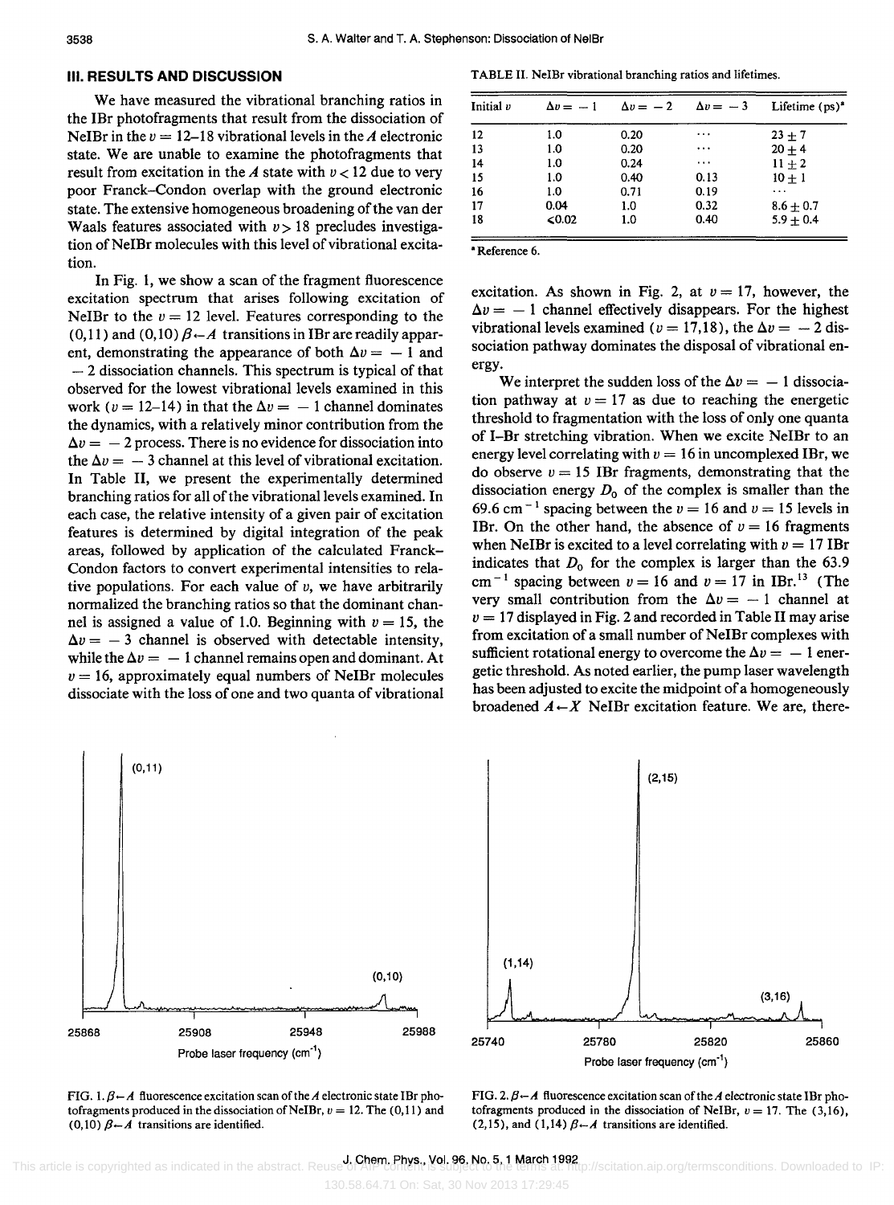## III. RESULTS AND DISCUSSION

We have measured the vibrational branching ratios in the IBr photofragments that result from the dissociation of NeIBr in the $v = 12$–18 vibrational levels in the $A$ electronic state. We are unable to examine the photofragments that result from excitation in the $A$ state with $v < 12$ due to very poor Franck–Condon overlap with the ground electronic state. The extensive homogeneous broadening of the van der Waals features associated with $v > 18$ precludes investigation of NeIBr molecules with this level of vibrational excitation.

In Fig. 1, we show a scan of the fragment fluorescence excitation spectrum that arises following excitation of NeIBr to the $v = 12$ level. Features corresponding to the (0,11) and (0,10) $\beta \leftarrow A$ transitions in IBr are readily apparent, demonstrating the appearance of both $\Delta v = -1$ and $-2$ dissociation channels. This spectrum is typical of that observed for the lowest vibrational levels examined in this work ($v = 12$–14) in that the $\Delta v = -1$ channel dominates the dynamics, with a relatively minor contribution from the $\Delta v = -2$ process. There is no evidence for dissociation into the $\Delta v = -3$ channel at this level of vibrational excitation. In Table II, we present the experimentally determined branching ratios for all of the vibrational levels examined. In each case, the relative intensity of a given pair of excitation features is determined by digital integration of the peak areas, followed by application of the calculated Franck–Condon factors to convert experimental intensities to relative populations. For each value of $v$, we have arbitrarily normalized the branching ratios so that the dominant channel is assigned a value of 1.0. Beginning with $v = 15$, the $\Delta v = -3$ channel is observed with detectable intensity, while the $\Delta v = -1$ channel remains open and dominant. At $v = 16$, approximately equal numbers of NeIBr molecules dissociate with the loss of one and two quanta of vibrational excitation. As shown in Fig. 2, at $v = 17$, however, the $\Delta v = -1$ channel effectively disappears. For the highest vibrational levels examined ($v = 17,18$), the $\Delta v = -2$ dissociation pathway dominates the disposal of vibrational energy.

TABLE II. NeIBr vibrational branching ratios and lifetimes.

| Initial $v$ | $\Delta v = -1$ | $\Delta v = -2$ | $\Delta v = -3$ | Lifetime (ps)[a] |
|---|---|---|---|---|
| 12 | 1.0 | 0.20 | ... | $23 \pm 7$ |
| 13 | 1.0 | 0.20 | ... | $20 \pm 4$ |
| 14 | 1.0 | 0.24 | ... | $11 \pm 2$ |
| 15 | 1.0 | 0.40 | 0.13 | $10 \pm 1$ |
| 16 | 1.0 | 0.71 | 0.19 | ... |
| 17 | 0.04 | 1.0 | 0.32 | $8.6 \pm 0.7$ |
| 18 | <0.02 | 1.0 | 0.40 | $5.9 \pm 0.4$ |

[a] Reference 6.

We interpret the sudden loss of the $\Delta v = -1$ dissociation pathway at $v = 17$ as due to reaching the energetic threshold to fragmentation with the loss of only one quanta of I–Br stretching vibration. When we excite NeIBr to an energy level correlating with $v = 16$ in uncomplexed IBr, we do observe $v = 15$ IBr fragments, demonstrating that the dissociation energy $D_0$ of the complex is smaller than the 69.6 cm$^{-1}$ spacing between the $v = 16$ and $v = 15$ levels in IBr. On the other hand, the absence of $v = 16$ fragments when NeIBr is excited to a level correlating with $v = 17$ IBr indicates that $D_0$ for the complex is larger than the 63.9 cm$^{-1}$ spacing between $v = 16$ and $v = 17$ in IBr.[13] (The very small contribution from the $\Delta v = -1$ channel at $v = 17$ displayed in Fig. 2 and recorded in Table II may arise from excitation of a small number of NeIBr complexes with sufficient rotational energy to overcome the $\Delta v = -1$ energetic threshold. As noted earlier, the pump laser wavelength has been adjusted to excite the midpoint of a homogeneously broadened $A \leftarrow X$ NeIBr excitation feature. We are, there-

FIG. 1. $\beta \leftarrow A$ fluorescence excitation scan of the $A$ electronic state IBr photofragments produced in the dissociation of NeIBr, $v = 12$. The (0,11) and (0,10) $\beta \leftarrow A$ transitions are identified.

FIG. 2. $\beta \leftarrow A$ fluorescence excitation scan of the $A$ electronic state IBr photofragments produced in the dissociation of NeIBr, $v = 17$. The (3,16), (2,15), and (1,14) $\beta \leftarrow A$ transitions are identified.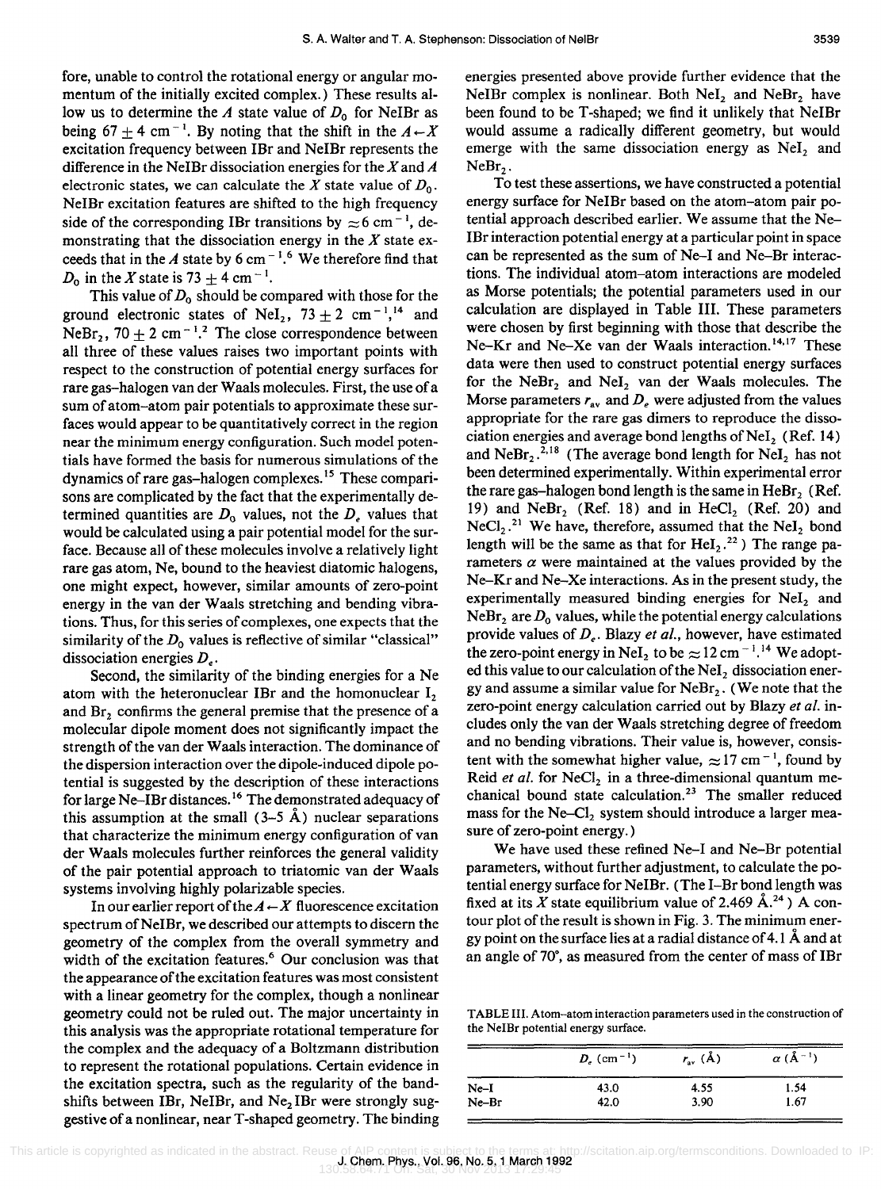fore, unable to control the rotational energy or angular momentum of the initially excited complex.) These results allow us to determine the $A$ state value of $D_0$ for NeIBr as being $67 \pm 4$ cm$^{-1}$. By noting that the shift in the $A \leftarrow X$ excitation frequency between IBr and NeIBr represents the difference in the NeIBr dissociation energies for the $X$ and $A$ electronic states, we can calculate the $X$ state value of $D_0$. NeIBr excitation features are shifted to the high frequency side of the corresponding IBr transitions by $\approx 6$ cm$^{-1}$, demonstrating that the dissociation energy in the $X$ state exceeds that in the $A$ state by 6 cm$^{-1}$.[6] We therefore find that $D_0$ in the $X$ state is $73 \pm 4$ cm$^{-1}$.

This value of $D_0$ should be compared with those for the ground electronic states of $NeI_2$, $73 \pm 2$ cm$^{-1}$,[14] and $NeBr_2$, $70 \pm 2$ cm$^{-1}$.[2] The close correspondence between all three of these values raises two important points with respect to the construction of potential energy surfaces for rare gas–halogen van der Waals molecules. First, the use of a sum of atom–atom pair potentials to approximate these surfaces would appear to be quantitatively correct in the region near the minimum energy configuration. Such model potentials have formed the basis for numerous simulations of the dynamics of rare gas–halogen complexes.[15] These comparisons are complicated by the fact that the experimentally determined quantities are $D_0$ values, not the $D_e$ values that would be calculated using a pair potential model for the surface. Because all of these molecules involve a relatively light rare gas atom, Ne, bound to the heaviest diatomic halogens, one might expect, however, similar amounts of zero-point energy in the van der Waals stretching and bending vibrations. Thus, for this series of complexes, one expects that the similarity of the $D_0$ values is reflective of similar "classical" dissociation energies $D_e$.

Second, the similarity of the binding energies for a Ne atom with the heteronuclear IBr and the homonuclear $I_2$ and $Br_2$ confirms the general premise that the presence of a molecular dipole moment does not significantly impact the strength of the van der Waals interaction. The dominance of the dispersion interaction over the dipole-induced dipole potential is suggested by the description of these interactions for large Ne–IBr distances.[16] The demonstrated adequacy of this assumption at the small (3–5 Å) nuclear separations that characterize the minimum energy configuration of van der Waals molecules further reinforces the general validity of the pair potential approach to triatomic van der Waals systems involving highly polarizable species.

In our earlier report of the $A \leftarrow X$ fluorescence excitation spectrum of NeIBr, we described our attempts to discern the geometry of the complex from the overall symmetry and width of the excitation features.[6] Our conclusion was that the appearance of the excitation features was most consistent with a linear geometry for the complex, though a nonlinear geometry could not be ruled out. The major uncertainty in this analysis was the appropriate rotational temperature for the complex and the adequacy of a Boltzmann distribution to represent the rotational populations. Certain evidence in the excitation spectra, such as the regularity of the band-shifts between IBr, NeIBr, and $Ne_2IBr$ were strongly suggestive of a nonlinear, near T-shaped geometry. The binding energies presented above provide further evidence that the NeIBr complex is nonlinear. Both $NeI_2$ and $NeBr_2$ have been found to be T-shaped; we find it unlikely that NeIBr would assume a radically different geometry, but would emerge with the same dissociation energy as $NeI_2$ and $NeBr_2$.

To test these assertions, we have constructed a potential energy surface for NeIBr based on the atom–atom pair potential approach described earlier. We assume that the Ne–IBr interaction potential energy at a particular point in space can be represented as the sum of Ne–I and Ne–Br interactions. The individual atom–atom interactions are modeled as Morse potentials; the potential parameters used in our calculation are displayed in Table III. These parameters were chosen by first beginning with those that describe the Ne–Kr and Ne–Xe van der Waals interaction.[14,17] These data were then used to construct potential energy surfaces for the $NeBr_2$ and $NeI_2$ van der Waals molecules. The Morse parameters $r_{av}$ and $D_e$ were adjusted from the values appropriate for the rare gas dimers to reproduce the dissociation energies and average bond lengths of $NeI_2$ (Ref. 14) and $NeBr_2$.[2,18] (The average bond length for $NeI_2$ has not been determined experimentally. Within experimental error the rare gas–halogen bond length is the same in $HeBr_2$ (Ref. 19) and $NeBr_2$ (Ref. 18) and in $HeCl_2$ (Ref. 20) and $NeCl_2$.[21] We have, therefore, assumed that the $NeI_2$ bond length will be the same as that for $HeI_2$.[22]) The range parameters $\alpha$ were maintained at the values provided by the Ne–Kr and Ne–Xe interactions. As in the present study, the experimentally measured binding energies for $NeI_2$ and $NeBr_2$ are $D_0$ values, while the potential energy calculations provide values of $D_e$. Blazy *et al.*, however, have estimated the zero-point energy in $NeI_2$ to be $\approx 12$ cm$^{-1}$.[14] We adopted this value to our calculation of the $NeI_2$ dissociation energy and assume a similar value for $NeBr_2$. (We note that the zero-point energy calculation carried out by Blazy *et al.* includes only the van der Waals stretching degree of freedom and no bending vibrations. Their value is, however, consistent with the somewhat higher value, $\approx 17$ cm$^{-1}$, found by Reid *et al.* for $NeCl_2$ in a three-dimensional quantum mechanical bound state calculation.[23] The smaller reduced mass for the Ne–$Cl_2$ system should introduce a larger measure of zero-point energy.)

We have used these refined Ne–I and Ne–Br potential parameters, without further adjustment, to calculate the potential energy surface for NeIBr. (The I–Br bond length was fixed at its $X$ state equilibrium value of 2.469 Å.[24]) A contour plot of the result is shown in Fig. 3. The minimum energy point on the surface lies at a radial distance of 4.1 Å and at an angle of 70°, as measured from the center of mass of IBr

TABLE III. Atom–atom interaction parameters used in the construction of the NeIBr potential energy surface.

| | $D_e$ (cm$^{-1}$) | $r_{av}$ (Å) | $\alpha$ (Å$^{-1}$) |
|---|---|---|---|
| Ne–I | 43.0 | 4.55 | 1.54 |
| Ne–Br | 42.0 | 3.90 | 1.67 |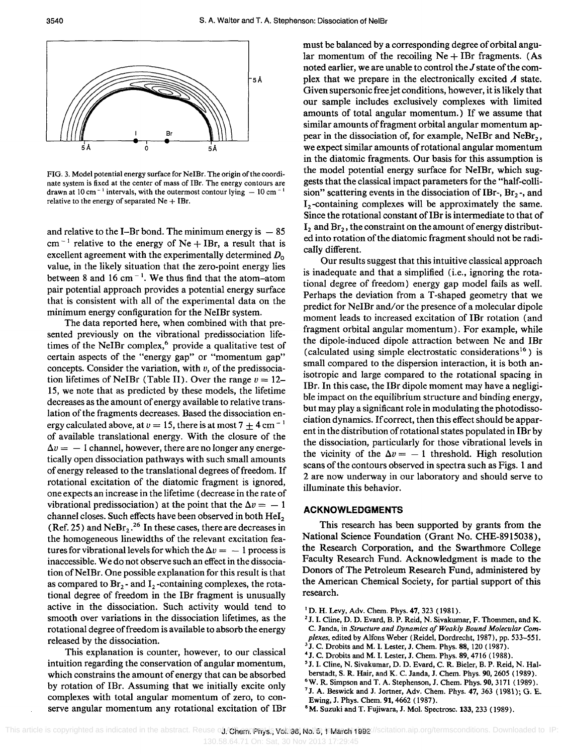FIG. 3. Model potential energy surface for NeIBr. The origin of the coordinate system is fixed at the center of mass of IBr. The energy contours are drawn at 10 $cm^{-1}$ intervals, with the outermost contour lying $-10$ $cm^{-1}$ relative to the energy of separated Ne + IBr.

and relative to the I–Br bond. The minimum energy is $-85$ $cm^{-1}$ relative to the energy of Ne + IBr, a result that is excellent agreement with the experimentally determined $D_0$ value, in the likely situation that the zero-point energy lies between 8 and 16 $cm^{-1}$. We thus find that the atom–atom pair potential approach provides a potential energy surface that is consistent with all of the experimental data on the minimum energy configuration for the NeIBr system.

The data reported here, when combined with that presented previously on the vibrational predissociation lifetimes of the NeIBr complex,[6] provide a qualitative test of certain aspects of the "energy gap" or "momentum gap" concepts. Consider the variation, with $v$, of the predissociation lifetimes of NeIBr (Table II). Over the range $v = 12$–15, we note that as predicted by these models, the lifetime decreases as the amount of energy available to relative translation of the fragments decreases. Based the dissociation energy calculated above, at $v = 15$, there is at most $7 \pm 4$ $cm^{-1}$ of available translational energy. With the closure of the $\Delta v = -1$ channel, however, there are no longer any energetically open dissociation pathways with such small amounts of energy released to the translational degrees of freedom. If rotational excitation of the diatomic fragment is ignored, one expects an increase in the lifetime (decrease in the rate of vibrational predissociation) at the point that the $\Delta v = -1$ channel closes. Such effects have been observed in both $HeI_2$ (Ref. 25) and $NeBr_2$.[26] In these cases, there are decreases in the homogeneous linewidths of the relevant excitation features for vibrational levels for which the $\Delta v = -1$ process is inaccessible. We do not observe such an effect in the dissociation of NeIBr. One possible explanation for this result is that as compared to $Br_2$- and $I_2$-containing complexes, the rotational degree of freedom in the IBr fragment is unusually active in the dissociation. Such activity would tend to smooth over variations in the dissociation lifetimes, as the rotational degree of freedom is available to absorb the energy released by the dissociation.

This explanation is counter, however, to our classical intuition regarding the conservation of angular momentum, which constrains the amount of energy that can be absorbed by rotation of IBr. Assuming that we initially excite only complexes with total angular momentum of zero, to conserve angular momentum any rotational excitation of IBr must be balanced by a corresponding degree of orbital angular momentum of the recoiling Ne + IBr fragments. (As noted earlier, we are unable to control the $J$ state of the complex that we prepare in the electronically excited $A$ state. Given supersonic free jet conditions, however, it is likely that our sample includes exclusively complexes with limited amounts of total angular momentum.) If we assume that similar amounts of fragment orbital angular momentum appear in the dissociation of, for example, NeIBr and $NeBr_2$, we expect similar amounts of rotational angular momentum in the diatomic fragments. Our basis for this assumption is the model potential energy surface for NeIBr, which suggests that the classical impact parameters for the "half-collision" scattering events in the dissociation of IBr-, $Br_2$-, and $I_2$-containing complexes will be approximately the same. Since the rotational constant of IBr is intermediate to that of $I_2$ and $Br_2$, the constraint on the amount of energy distributed into rotation of the diatomic fragment should not be radically different.

Our results suggest that this intuitive classical approach is inadequate and that a simplified (i.e., ignoring the rotational degree of freedom) energy gap model fails as well. Perhaps the deviation from a T-shaped geometry that we predict for NeIBr and/or the presence of a molecular dipole moment leads to increased excitation of IBr rotation (and fragment orbital angular momentum). For example, while the dipole-induced dipole attraction between Ne and IBr (calculated using simple electrostatic considerations[16]) is small compared to the dispersion interaction, it is both anisotropic and large compared to the rotational spacing in IBr. In this case, the IBr dipole moment may have a negligible impact on the equilibrium structure and binding energy, but may play a significant role in modulating the photodissociation dynamics. If correct, then this effect should be apparent in the distribution of rotational states populated in IBr by the dissociation, particularly for those vibrational levels in the vicinity of the $\Delta v = -1$ threshold. High resolution scans of the contours observed in spectra such as Figs. 1 and 2 are now underway in our laboratory and should serve to illuminate this behavior.

## ACKNOWLEDGMENTS

This research has been supported by grants from the National Science Foundation (Grant No. CHE-8915038), the Research Corporation, and the Swarthmore College Faculty Research Fund. Acknowledgment is made to the Donors of The Petroleum Research Fund, administered by the American Chemical Society, for partial support of this research.

[1] D. H. Levy, Adv. Chem. Phys. **47**, 323 (1981).

[2] J. I. Cline, D. D. Evard, B. P. Reid, N. Sivakumar, F. Thommen, and K. C. Janda, in *Structure and Dynamics of Weakly Bound Molecular Complexes*, edited by Alfons Weber (Reidel, Dordrecht, 1987), pp. 533–551.

[3] J. C. Drobits and M. I. Lester, J. Chem. Phys. **88**, 120 (1987).

[4] J. C. Drobits and M. I. Lester, J. Chem. Phys. **89**, 4716 (1988).

[5] J. I. Cline, N. Sivakumar, D. D. Evard, C. R. Bieler, B. P. Reid, N. Halberstadt, S. R. Hair, and K. C. Janda, J. Chem. Phys. **90**, 2605 (1989).

[6] W. R. Simpson and T. A. Stephenson, J. Chem. Phys. **90**, 3171 (1989).

[7] J. A. Beswick and J. Jortner, Adv. Chem. Phys. **47**, 363 (1981); G. E. Ewing, J. Phys. Chem. **91**, 4662 (1987).

[8] M. Suzuki and T. Fujiwara, J. Mol. Spectrosc. **133**, 233 (1989).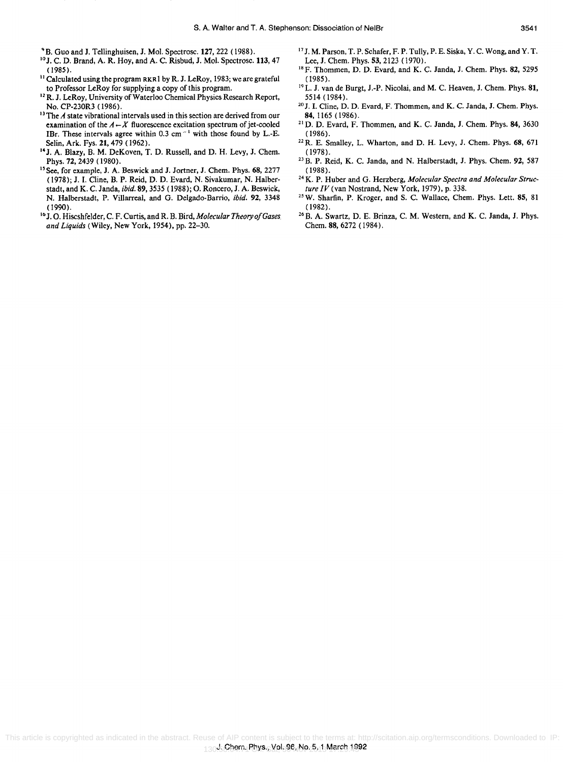[9] B. Guo and J. Tellinghuisen, J. Mol. Spectrosc. **127**, 222 (1988).

[10] J. C. D. Brand, A. R. Hoy, and A. C. Risbud, J. Mol. Spectrosc. **113**, 47 (1985).

[11] Calculated using the program RKR1 by R. J. LeRoy, 1983; we are grateful to Professor LeRoy for supplying a copy of this program.

[12] R. J. LeRoy, University of Waterloo Chemical Physics Research Report, No. CP-230R3 (1986).

[13] The *A* state vibrational intervals used in this section are derived from our examination of the $A \leftarrow X$ fluorescence excitation spectrum of jet-cooled IBr. These intervals agree within 0.3 $cm^{-1}$ with those found by L.-E. Selin, Ark. Fys. **21**, 479 (1962).

[14] J. A. Blazy, B. M. DeKoven, T. D. Russell, and D. H. Levy, J. Chem. Phys. **72**, 2439 (1980).

[15] See, for example, J. A. Beswick and J. Jortner, J. Chem. Phys. **68**, 2277 (1978); J. I. Cline, B. P. Reid, D. D. Evard, N. Sivakumar, N. Halberstadt, and K. C. Janda, *ibid.* **89**, 3535 (1988); O. Roncero, J. A. Beswick, N. Halberstadt, P. Villarreal, and G. Delgado-Barrio, *ibid.* **92**, 3348 (1990).

[16] J. O. Hiscshfelder, C. F. Curtis, and R. B. Bird, *Molecular Theory of Gases and Liquids* (Wiley, New York, 1954), pp. 22–30.

[17] J. M. Parson, T. P. Schafer, F. P. Tully, P. E. Siska, Y. C. Wong, and Y. T. Lee, J. Chem. Phys. **53**, 2123 (1970).

[18] F. Thommen, D. D. Evard, and K. C. Janda, J. Chem. Phys. **82**, 5295 (1985).

[19] L. J. van de Burgt, J.-P. Nicolai, and M. C. Heaven, J. Chem. Phys. **81**, 5514 (1984).

[20] J. I. Cline, D. D. Evard, F. Thommen, and K. C. Janda, J. Chem. Phys. **84**, 1165 (1986).

[21] D. D. Evard, F. Thommen, and K. C. Janda, J. Chem. Phys. **84**, 3630 (1986).

[22] R. E. Smalley, L. Wharton, and D. H. Levy, J. Chem. Phys. **68**, 671 (1978).

[23] B. P. Reid, K. C. Janda, and N. Halberstadt, J. Phys. Chem. **92**, 587 (1988).

[24] K. P. Huber and G. Herzberg, *Molecular Spectra and Molecular Structure IV* (van Nostrand, New York, 1979), p. 338.

[25] W. Sharfin, P. Kroger, and S. C. Wallace, Chem. Phys. Lett. **85**, 81 (1982).

[26] B. A. Swartz, D. E. Brinza, C. M. Western, and K. C. Janda, J. Phys. Chem. **88**, 6272 (1984).